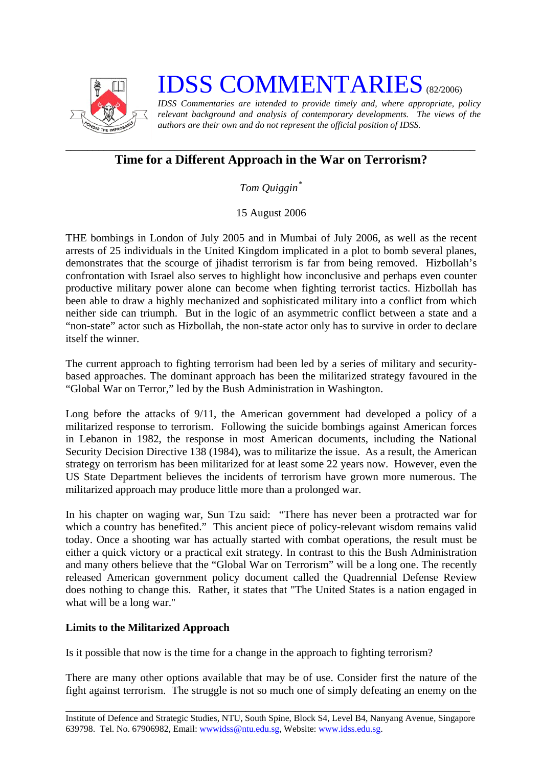# IDSS COMMENTARIES (82/2006)

*IDSS Commentaries are intended to provide timely and, where appropriate, policy relevant background and analysis of contemporary developments. The views of the authors are their own and do not represent the official position of IDSS.*

---

## Time for a Different Approach in the War on Terrorism?

*Tom Quiggin*[*]

15 August 2006

THE bombings in London of July 2005 and in Mumbai of July 2006, as well as the recent arrests of 25 individuals in the United Kingdom implicated in a plot to bomb several planes, demonstrates that the scourge of jihadist terrorism is far from being removed. Hizbollah's confrontation with Israel also serves to highlight how inconclusive and perhaps even counter productive military power alone can become when fighting terrorist tactics. Hizbollah has been able to draw a highly mechanized and sophisticated military into a conflict from which neither side can triumph. But in the logic of an asymmetric conflict between a state and a "non-state" actor such as Hizbollah, the non-state actor only has to survive in order to declare itself the winner.

The current approach to fighting terrorism had been led by a series of military and security-based approaches. The dominant approach has been the militarized strategy favoured in the "Global War on Terror," led by the Bush Administration in Washington.

Long before the attacks of 9/11, the American government had developed a policy of a militarized response to terrorism. Following the suicide bombings against American forces in Lebanon in 1982, the response in most American documents, including the National Security Decision Directive 138 (1984), was to militarize the issue. As a result, the American strategy on terrorism has been militarized for at least some 22 years now. However, even the US State Department believes the incidents of terrorism have grown more numerous. The militarized approach may produce little more than a prolonged war.

In his chapter on waging war, Sun Tzu said: "There has never been a protracted war for which a country has benefited." This ancient piece of policy-relevant wisdom remains valid today. Once a shooting war has actually started with combat operations, the result must be either a quick victory or a practical exit strategy. In contrast to this the Bush Administration and many others believe that the "Global War on Terrorism" will be a long one. The recently released American government policy document called the Quadrennial Defense Review does nothing to change this. Rather, it states that "The United States is a nation engaged in what will be a long war."

**Limits to the Militarized Approach**

Is it possible that now is the time for a change in the approach to fighting terrorism?

There are many other options available that may be of use. Consider first the nature of the fight against terrorism. The struggle is not so much one of simply defeating an enemy on the

---

Institute of Defence and Strategic Studies, NTU, South Spine, Block S4, Level B4, Nanyang Avenue, Singapore 639798. Tel. No. 67906982, Email: wwwidss@ntu.edu.sg, Website: www.idss.edu.sg.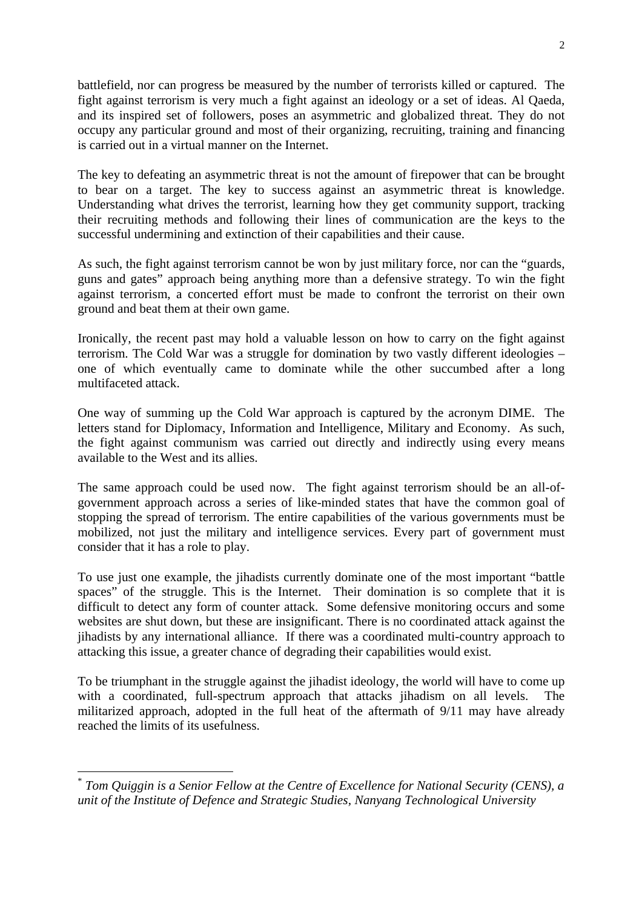battlefield, nor can progress be measured by the number of terrorists killed or captured. The fight against terrorism is very much a fight against an ideology or a set of ideas. Al Qaeda, and its inspired set of followers, poses an asymmetric and globalized threat. They do not occupy any particular ground and most of their organizing, recruiting, training and financing is carried out in a virtual manner on the Internet.

The key to defeating an asymmetric threat is not the amount of firepower that can be brought to bear on a target. The key to success against an asymmetric threat is knowledge. Understanding what drives the terrorist, learning how they get community support, tracking their recruiting methods and following their lines of communication are the keys to the successful undermining and extinction of their capabilities and their cause.

As such, the fight against terrorism cannot be won by just military force, nor can the "guards, guns and gates" approach being anything more than a defensive strategy. To win the fight against terrorism, a concerted effort must be made to confront the terrorist on their own ground and beat them at their own game.

Ironically, the recent past may hold a valuable lesson on how to carry on the fight against terrorism. The Cold War was a struggle for domination by two vastly different ideologies – one of which eventually came to dominate while the other succumbed after a long multifaceted attack.

One way of summing up the Cold War approach is captured by the acronym DIME. The letters stand for Diplomacy, Information and Intelligence, Military and Economy. As such, the fight against communism was carried out directly and indirectly using every means available to the West and its allies.

The same approach could be used now. The fight against terrorism should be an all-of-government approach across a series of like-minded states that have the common goal of stopping the spread of terrorism. The entire capabilities of the various governments must be mobilized, not just the military and intelligence services. Every part of government must consider that it has a role to play.

To use just one example, the jihadists currently dominate one of the most important "battle spaces" of the struggle. This is the Internet. Their domination is so complete that it is difficult to detect any form of counter attack. Some defensive monitoring occurs and some websites are shut down, but these are insignificant. There is no coordinated attack against the jihadists by any international alliance. If there was a coordinated multi-country approach to attacking this issue, a greater chance of degrading their capabilities would exist.

To be triumphant in the struggle against the jihadist ideology, the world will have to come up with a coordinated, full-spectrum approach that attacks jihadism on all levels. The militarized approach, adopted in the full heat of the aftermath of 9/11 may have already reached the limits of its usefulness.

---

[*] *Tom Quiggin is a Senior Fellow at the Centre of Excellence for National Security (CENS), a unit of the Institute of Defence and Strategic Studies, Nanyang Technological University*